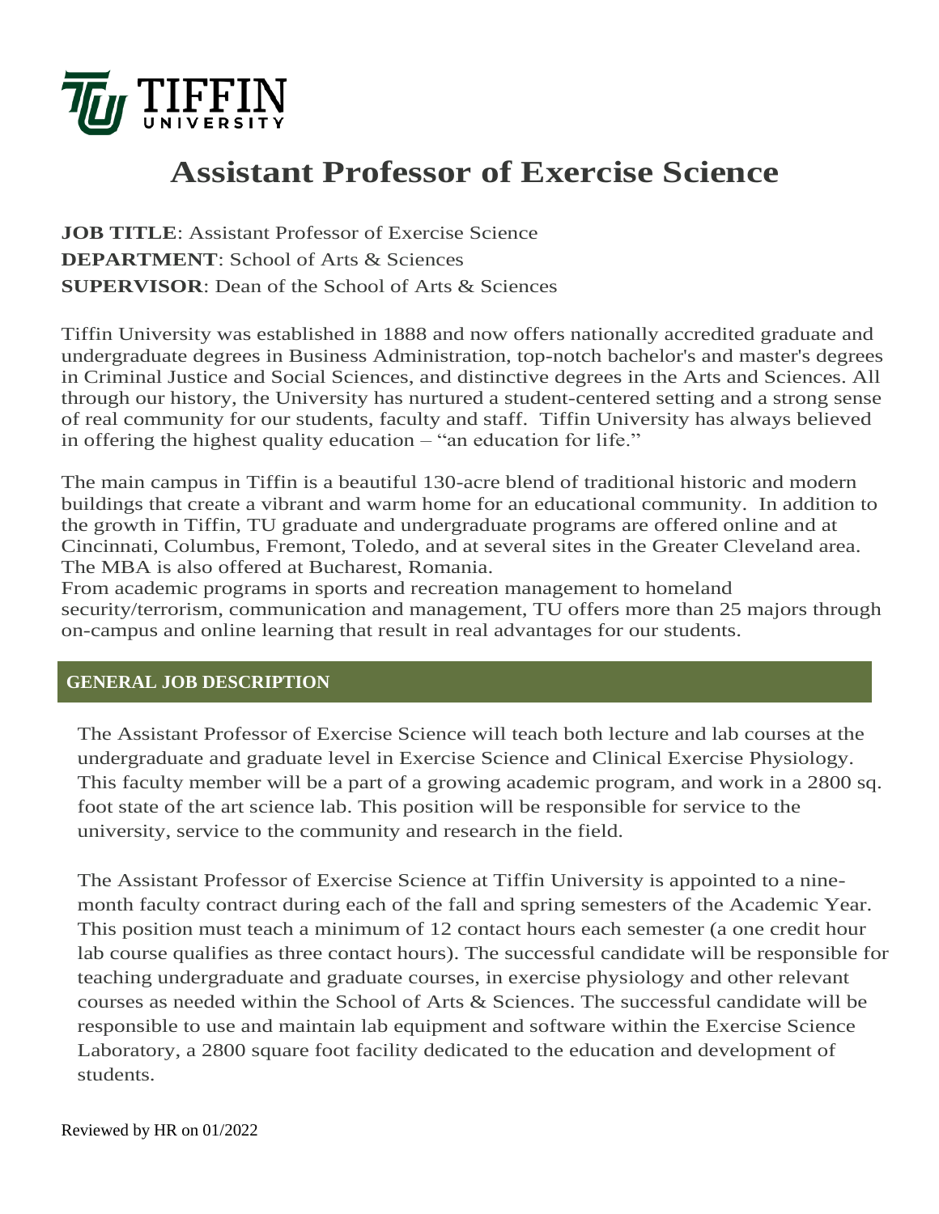# Assistant Professor of Exercise Science

**JOB TITLE**: Assistant Professor of Exercise Science
**DEPARTMENT**: School of Arts & Sciences
**SUPERVISOR**: Dean of the School of Arts & Sciences

Tiffin University was established in 1888 and now offers nationally accredited graduate and undergraduate degrees in Business Administration, top-notch bachelor's and master's degrees in Criminal Justice and Social Sciences, and distinctive degrees in the Arts and Sciences. All through our history, the University has nurtured a student-centered setting and a strong sense of real community for our students, faculty and staff. Tiffin University has always believed in offering the highest quality education – "an education for life."

The main campus in Tiffin is a beautiful 130-acre blend of traditional historic and modern buildings that create a vibrant and warm home for an educational community. In addition to the growth in Tiffin, TU graduate and undergraduate programs are offered online and at Cincinnati, Columbus, Fremont, Toledo, and at several sites in the Greater Cleveland area. The MBA is also offered at Bucharest, Romania.
From academic programs in sports and recreation management to homeland security/terrorism, communication and management, TU offers more than 25 majors through on-campus and online learning that result in real advantages for our students.

## GENERAL JOB DESCRIPTION

The Assistant Professor of Exercise Science will teach both lecture and lab courses at the undergraduate and graduate level in Exercise Science and Clinical Exercise Physiology. This faculty member will be a part of a growing academic program, and work in a 2800 sq. foot state of the art science lab. This position will be responsible for service to the university, service to the community and research in the field.

The Assistant Professor of Exercise Science at Tiffin University is appointed to a nine-month faculty contract during each of the fall and spring semesters of the Academic Year. This position must teach a minimum of 12 contact hours each semester (a one credit hour lab course qualifies as three contact hours). The successful candidate will be responsible for teaching undergraduate and graduate courses, in exercise physiology and other relevant courses as needed within the School of Arts & Sciences. The successful candidate will be responsible to use and maintain lab equipment and software within the Exercise Science Laboratory, a 2800 square foot facility dedicated to the education and development of students.

Reviewed by HR on 01/2022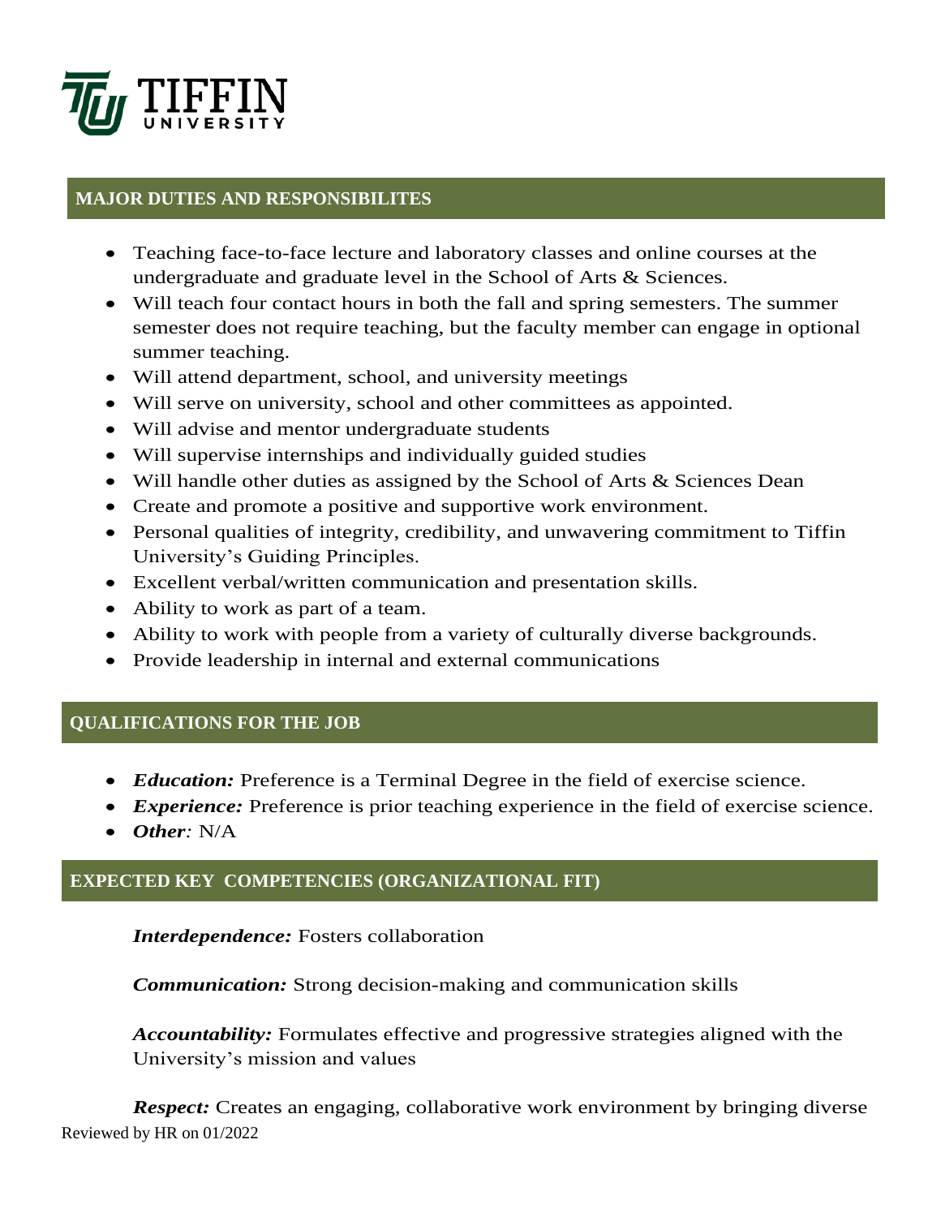## MAJOR DUTIES AND RESPONSIBILITES

- Teaching face-to-face lecture and laboratory classes and online courses at the undergraduate and graduate level in the School of Arts & Sciences.
- Will teach four contact hours in both the fall and spring semesters. The summer semester does not require teaching, but the faculty member can engage in optional summer teaching.
- Will attend department, school, and university meetings
- Will serve on university, school and other committees as appointed.
- Will advise and mentor undergraduate students
- Will supervise internships and individually guided studies
- Will handle other duties as assigned by the School of Arts & Sciences Dean
- Create and promote a positive and supportive work environment.
- Personal qualities of integrity, credibility, and unwavering commitment to Tiffin University's Guiding Principles.
- Excellent verbal/written communication and presentation skills.
- Ability to work as part of a team.
- Ability to work with people from a variety of culturally diverse backgrounds.
- Provide leadership in internal and external communications

## QUALIFICATIONS FOR THE JOB

- ***Education:*** Preference is a Terminal Degree in the field of exercise science.
- ***Experience:*** Preference is prior teaching experience in the field of exercise science.
- ***Other****:* N/A

## EXPECTED KEY COMPETENCIES (ORGANIZATIONAL FIT)

***Interdependence:*** Fosters collaboration

***Communication:*** Strong decision-making and communication skills

***Accountability:*** Formulates effective and progressive strategies aligned with the University's mission and values

***Respect:*** Creates an engaging, collaborative work environment by bringing diverse

Reviewed by HR on 01/2022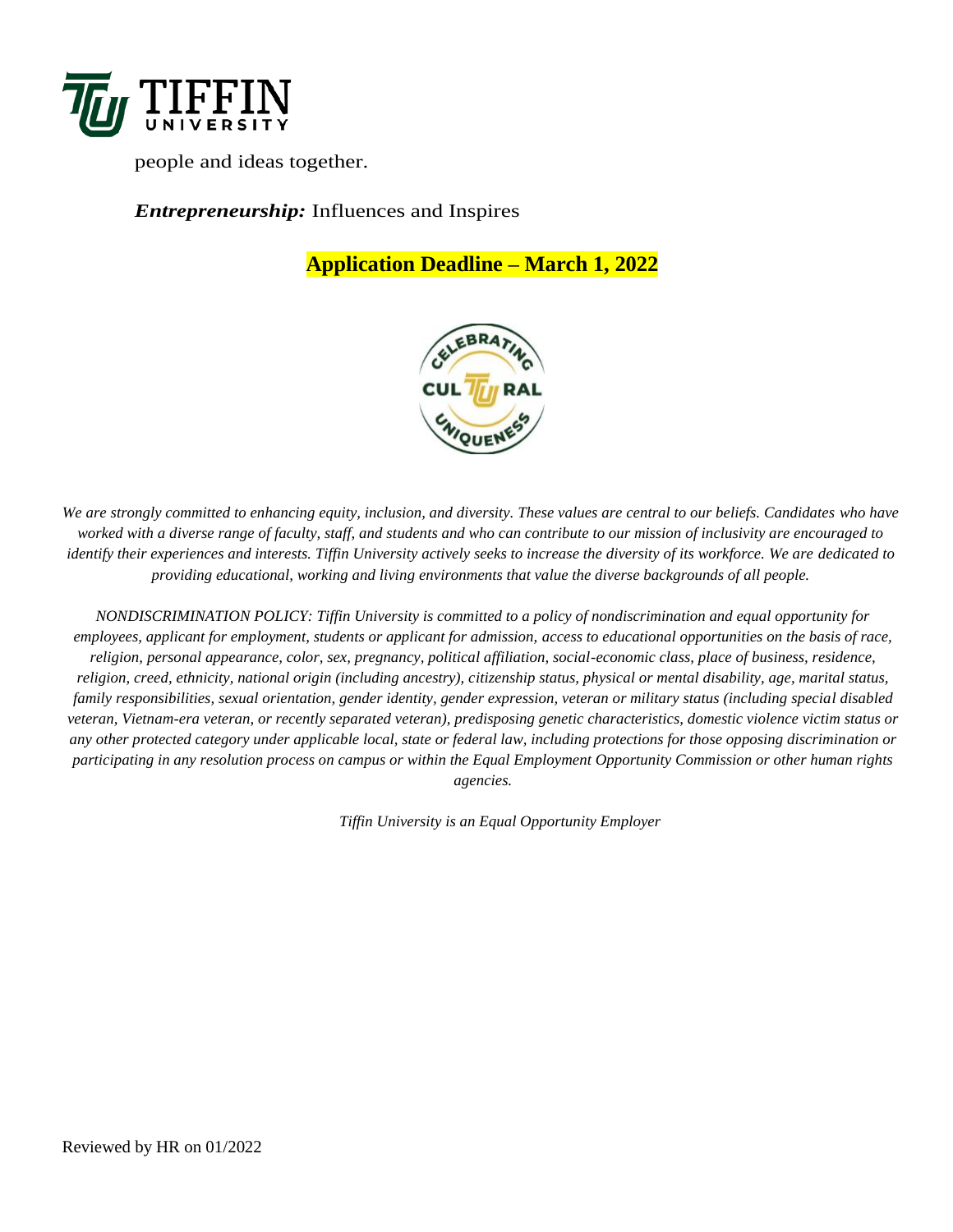TIFFIN UNIVERSITY

people and ideas together.

***Entrepreneurship:*** Influences and Inspires

**Application Deadline – March 1, 2022**

CELEBRATING CULTURAL UNIQUENESS

*We are strongly committed to enhancing equity, inclusion, and diversity. These values are central to our beliefs. Candidates who have worked with a diverse range of faculty, staff, and students and who can contribute to our mission of inclusivity are encouraged to identify their experiences and interests. Tiffin University actively seeks to increase the diversity of its workforce. We are dedicated to providing educational, working and living environments that value the diverse backgrounds of all people.*

*NONDISCRIMINATION POLICY: Tiffin University is committed to a policy of nondiscrimination and equal opportunity for employees, applicant for employment, students or applicant for admission, access to educational opportunities on the basis of race, religion, personal appearance, color, sex, pregnancy, political affiliation, social-economic class, place of business, residence, religion, creed, ethnicity, national origin (including ancestry), citizenship status, physical or mental disability, age, marital status, family responsibilities, sexual orientation, gender identity, gender expression, veteran or military status (including special disabled veteran, Vietnam-era veteran, or recently separated veteran), predisposing genetic characteristics, domestic violence victim status or any other protected category under applicable local, state or federal law, including protections for those opposing discrimination or participating in any resolution process on campus or within the Equal Employment Opportunity Commission or other human rights agencies.*

*Tiffin University is an Equal Opportunity Employer*

Reviewed by HR on 01/2022